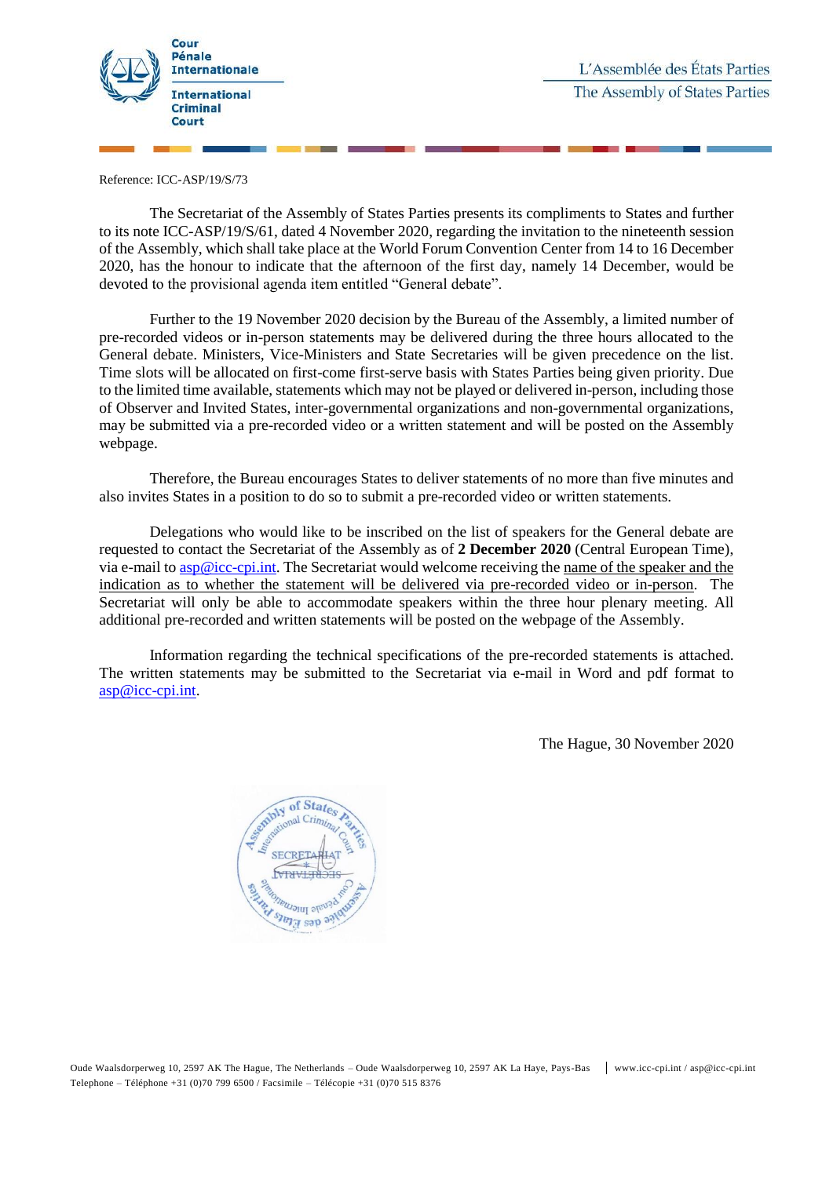Cour Pénale Internationale

International Criminal Court

L'Assemblée des États Parties

The Assembly of States Parties

Reference: ICC-ASP/19/S/73

The Secretariat of the Assembly of States Parties presents its compliments to States and further to its note ICC-ASP/19/S/61, dated 4 November 2020, regarding the invitation to the nineteenth session of the Assembly, which shall take place at the World Forum Convention Center from 14 to 16 December 2020, has the honour to indicate that the afternoon of the first day, namely 14 December, would be devoted to the provisional agenda item entitled "General debate".

Further to the 19 November 2020 decision by the Bureau of the Assembly, a limited number of pre-recorded videos or in-person statements may be delivered during the three hours allocated to the General debate. Ministers, Vice-Ministers and State Secretaries will be given precedence on the list. Time slots will be allocated on first-come first-serve basis with States Parties being given priority. Due to the limited time available, statements which may not be played or delivered in-person, including those of Observer and Invited States, inter-governmental organizations and non-governmental organizations, may be submitted via a pre-recorded video or a written statement and will be posted on the Assembly webpage.

Therefore, the Bureau encourages States to deliver statements of no more than five minutes and also invites States in a position to do so to submit a pre-recorded video or written statements.

Delegations who would like to be inscribed on the list of speakers for the General debate are requested to contact the Secretariat of the Assembly as of **2 December 2020** (Central European Time), via e-mail to asp@icc-cpi.int. The Secretariat would welcome receiving the name of the speaker and the indication as to whether the statement will be delivered via pre-recorded video or in-person. The Secretariat will only be able to accommodate speakers within the three hour plenary meeting. All additional pre-recorded and written statements will be posted on the webpage of the Assembly.

Information regarding the technical specifications of the pre-recorded statements is attached. The written statements may be submitted to the Secretariat via e-mail in Word and pdf format to asp@icc-cpi.int.

The Hague, 30 November 2020

Oude Waalsdorperweg 10, 2597 AK The Hague, The Netherlands – Oude Waalsdorperweg 10, 2597 AK La Haye, Pays-Bas | www.icc-cpi.int / asp@icc-cpi.int
Telephone – Téléphone +31 (0)70 799 6500 / Facsimile – Télécopie +31 (0)70 515 8376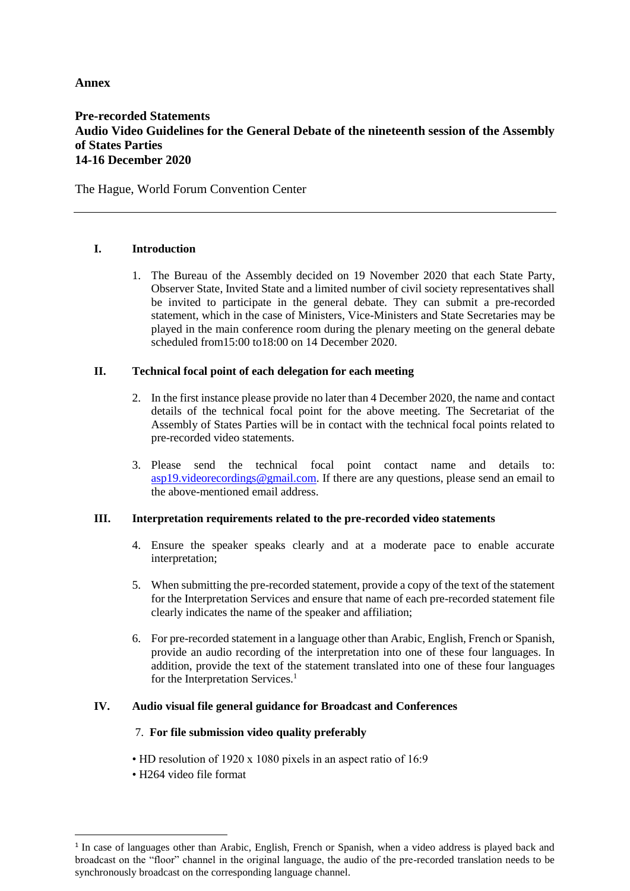**Annex**

**Pre-recorded Statements**
**Audio Video Guidelines for the General Debate of the nineteenth session of the Assembly of States Parties**
**14-16 December 2020**

The Hague, World Forum Convention Center

---

## I. Introduction

1. The Bureau of the Assembly decided on 19 November 2020 that each State Party, Observer State, Invited State and a limited number of civil society representatives shall be invited to participate in the general debate. They can submit a pre-recorded statement, which in the case of Ministers, Vice-Ministers and State Secretaries may be played in the main conference room during the plenary meeting on the general debate scheduled from15:00 to18:00 on 14 December 2020.

## II. Technical focal point of each delegation for each meeting

2. In the first instance please provide no later than 4 December 2020, the name and contact details of the technical focal point for the above meeting. The Secretariat of the Assembly of States Parties will be in contact with the technical focal points related to pre-recorded video statements.

3. Please send the technical focal point contact name and details to: asp19.videorecordings@gmail.com. If there are any questions, please send an email to the above-mentioned email address.

## III. Interpretation requirements related to the pre-recorded video statements

4. Ensure the speaker speaks clearly and at a moderate pace to enable accurate interpretation;

5. When submitting the pre-recorded statement, provide a copy of the text of the statement for the Interpretation Services and ensure that name of each pre-recorded statement file clearly indicates the name of the speaker and affiliation;

6. For pre-recorded statement in a language other than Arabic, English, French or Spanish, provide an audio recording of the interpretation into one of these four languages. In addition, provide the text of the statement translated into one of these four languages for the Interpretation Services.[1]

## IV. Audio visual file general guidance for Broadcast and Conferences

7. **For file submission video quality preferably**

- HD resolution of 1920 x 1080 pixels in an aspect ratio of 16:9
- H264 video file format

---

[1] In case of languages other than Arabic, English, French or Spanish, when a video address is played back and broadcast on the "floor" channel in the original language, the audio of the pre-recorded translation needs to be synchronously broadcast on the corresponding language channel.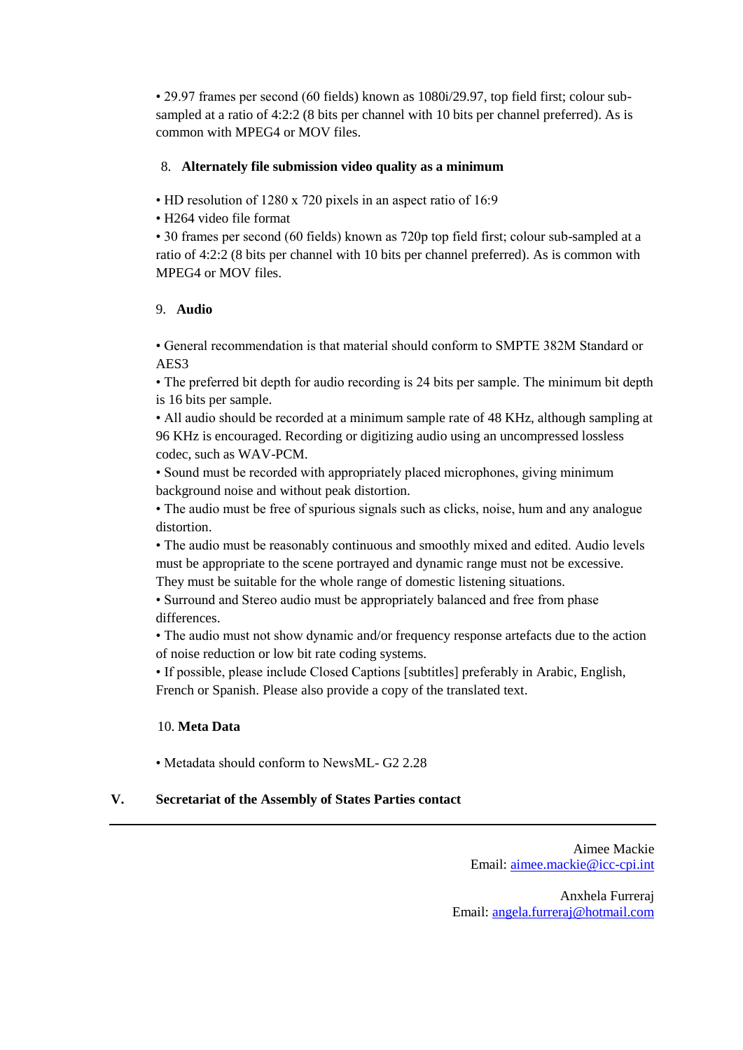• 29.97 frames per second (60 fields) known as 1080i/29.97, top field first; colour sub-sampled at a ratio of 4:2:2 (8 bits per channel with 10 bits per channel preferred). As is common with MPEG4 or MOV files.

8. **Alternately file submission video quality as a minimum**

• HD resolution of 1280 x 720 pixels in an aspect ratio of 16:9
• H264 video file format
• 30 frames per second (60 fields) known as 720p top field first; colour sub-sampled at a ratio of 4:2:2 (8 bits per channel with 10 bits per channel preferred). As is common with MPEG4 or MOV files.

9. **Audio**

• General recommendation is that material should conform to SMPTE 382M Standard or AES3
• The preferred bit depth for audio recording is 24 bits per sample. The minimum bit depth is 16 bits per sample.
• All audio should be recorded at a minimum sample rate of 48 KHz, although sampling at 96 KHz is encouraged. Recording or digitizing audio using an uncompressed lossless codec, such as WAV-PCM.
• Sound must be recorded with appropriately placed microphones, giving minimum background noise and without peak distortion.
• The audio must be free of spurious signals such as clicks, noise, hum and any analogue distortion.
• The audio must be reasonably continuous and smoothly mixed and edited. Audio levels must be appropriate to the scene portrayed and dynamic range must not be excessive. They must be suitable for the whole range of domestic listening situations.
• Surround and Stereo audio must be appropriately balanced and free from phase differences.
• The audio must not show dynamic and/or frequency response artefacts due to the action of noise reduction or low bit rate coding systems.
• If possible, please include Closed Captions [subtitles] preferably in Arabic, English, French or Spanish. Please also provide a copy of the translated text.

10. **Meta Data**

• Metadata should conform to NewsML- G2 2.28

## V. Secretariat of the Assembly of States Parties contact

---

Aimee Mackie
Email: aimee.mackie@icc-cpi.int

Anxhela Furreraj
Email: angela.furreraj@hotmail.com